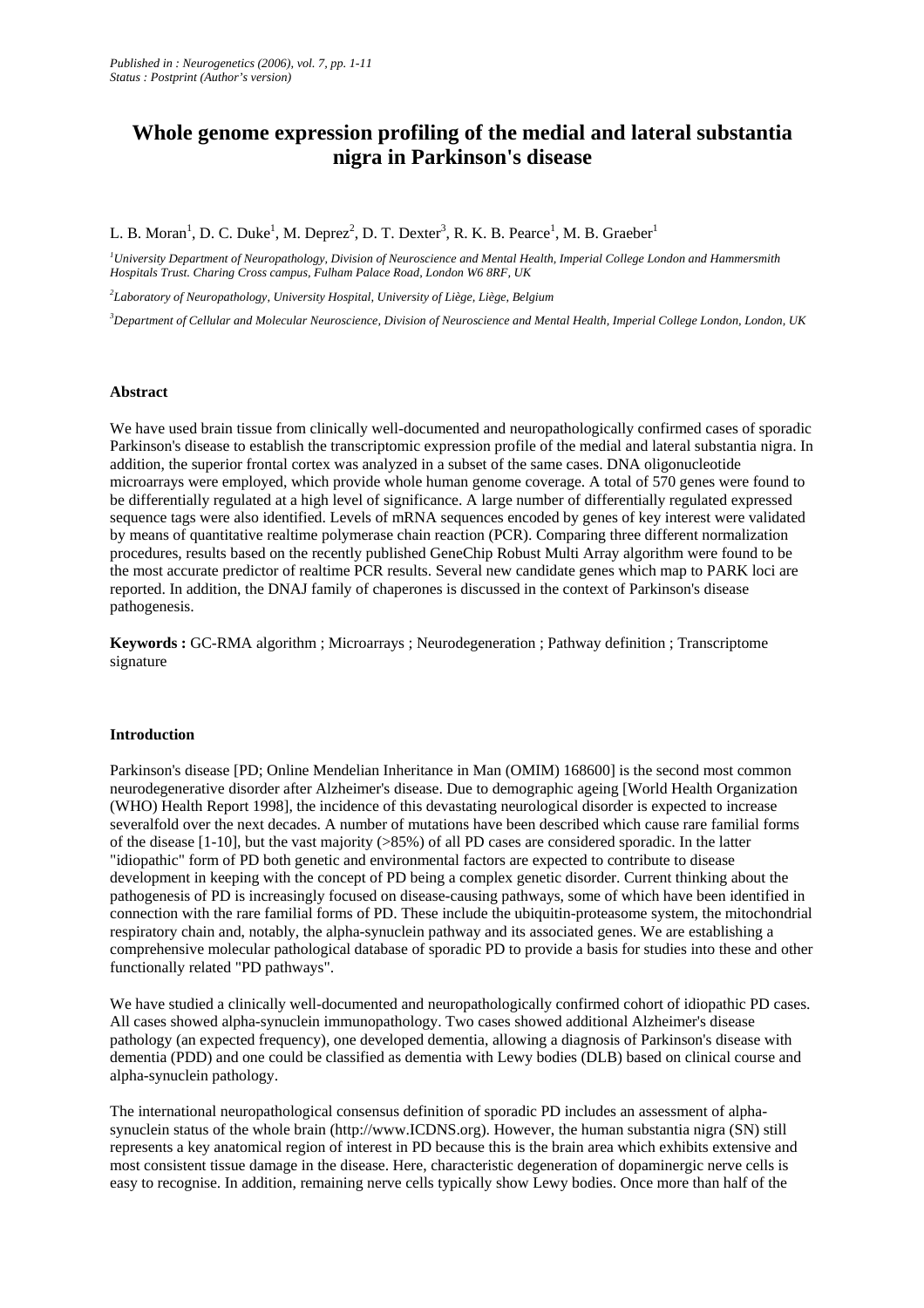*Published in : Neurogenetics (2006), vol. 7, pp. 1-11*
*Status : Postprint (Author's version)*

# Whole genome expression profiling of the medial and lateral substantia nigra in Parkinson's disease

L. B. Moran[1], D. C. Duke[1], M. Deprez[2], D. T. Dexter[3], R. K. B. Pearce[1], M. B. Graeber[1]

[1]*University Department of Neuropathology, Division of Neuroscience and Mental Health, Imperial College London and Hammersmith Hospitals Trust. Charing Cross campus, Fulham Palace Road, London W6 8RF, UK*

[2]*Laboratory of Neuropathology, University Hospital, University of Liège, Liège, Belgium*

[3]*Department of Cellular and Molecular Neuroscience, Division of Neuroscience and Mental Health, Imperial College London, London, UK*

## Abstract

We have used brain tissue from clinically well-documented and neuropathologically confirmed cases of sporadic Parkinson's disease to establish the transcriptomic expression profile of the medial and lateral substantia nigra. In addition, the superior frontal cortex was analyzed in a subset of the same cases. DNA oligonucleotide microarrays were employed, which provide whole human genome coverage. A total of 570 genes were found to be differentially regulated at a high level of significance. A large number of differentially regulated expressed sequence tags were also identified. Levels of mRNA sequences encoded by genes of key interest were validated by means of quantitative realtime polymerase chain reaction (PCR). Comparing three different normalization procedures, results based on the recently published GeneChip Robust Multi Array algorithm were found to be the most accurate predictor of realtime PCR results. Several new candidate genes which map to PARK loci are reported. In addition, the DNAJ family of chaperones is discussed in the context of Parkinson's disease pathogenesis.

**Keywords :** GC-RMA algorithm ; Microarrays ; Neurodegeneration ; Pathway definition ; Transcriptome signature

## Introduction

Parkinson's disease [PD; Online Mendelian Inheritance in Man (OMIM) 168600] is the second most common neurodegenerative disorder after Alzheimer's disease. Due to demographic ageing [World Health Organization (WHO) Health Report 1998], the incidence of this devastating neurological disorder is expected to increase severalfold over the next decades. A number of mutations have been described which cause rare familial forms of the disease [1-10], but the vast majority (>85%) of all PD cases are considered sporadic. In the latter "idiopathic" form of PD both genetic and environmental factors are expected to contribute to disease development in keeping with the concept of PD being a complex genetic disorder. Current thinking about the pathogenesis of PD is increasingly focused on disease-causing pathways, some of which have been identified in connection with the rare familial forms of PD. These include the ubiquitin-proteasome system, the mitochondrial respiratory chain and, notably, the alpha-synuclein pathway and its associated genes. We are establishing a comprehensive molecular pathological database of sporadic PD to provide a basis for studies into these and other functionally related "PD pathways".

We have studied a clinically well-documented and neuropathologically confirmed cohort of idiopathic PD cases. All cases showed alpha-synuclein immunopathology. Two cases showed additional Alzheimer's disease pathology (an expected frequency), one developed dementia, allowing a diagnosis of Parkinson's disease with dementia (PDD) and one could be classified as dementia with Lewy bodies (DLB) based on clinical course and alpha-synuclein pathology.

The international neuropathological consensus definition of sporadic PD includes an assessment of alpha-synuclein status of the whole brain (http://www.ICDNS.org). However, the human substantia nigra (SN) still represents a key anatomical region of interest in PD because this is the brain area which exhibits extensive and most consistent tissue damage in the disease. Here, characteristic degeneration of dopaminergic nerve cells is easy to recognise. In addition, remaining nerve cells typically show Lewy bodies. Once more than half of the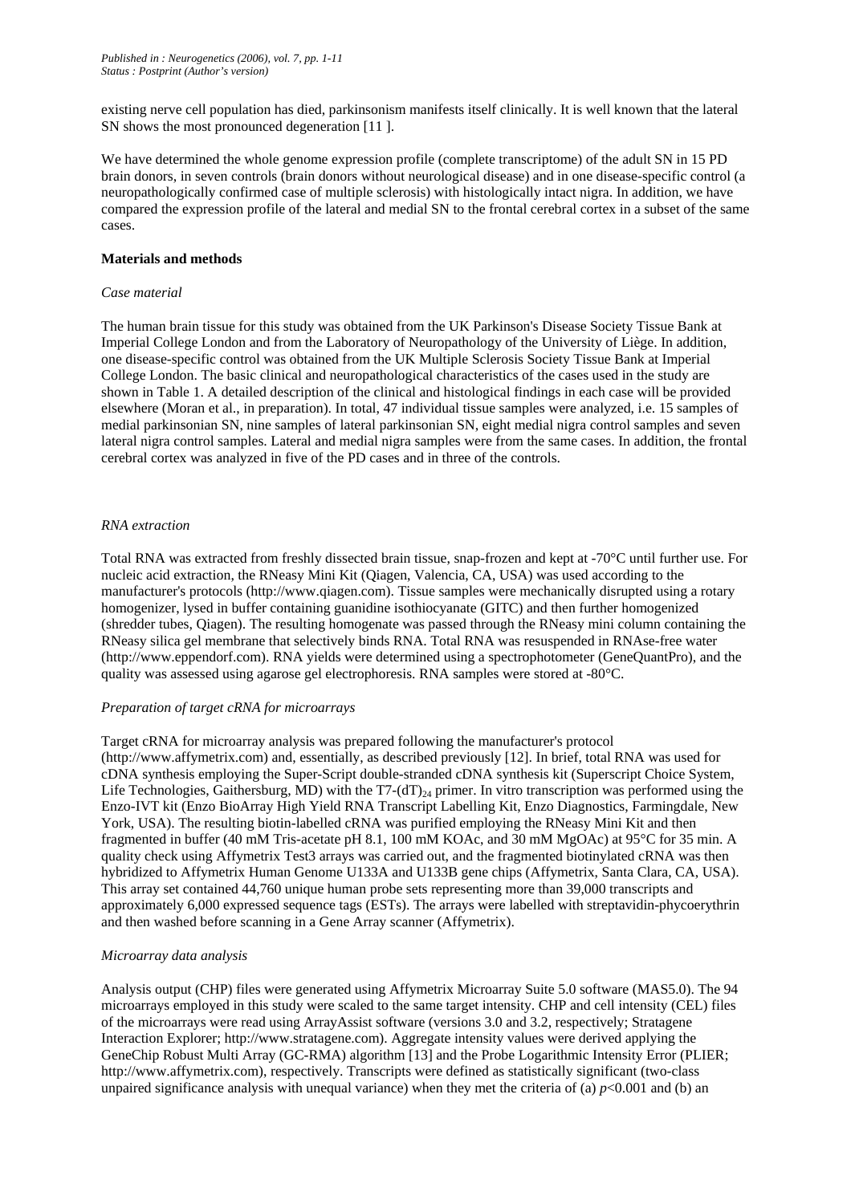existing nerve cell population has died, parkinsonism manifests itself clinically. It is well known that the lateral SN shows the most pronounced degeneration [11 ].

We have determined the whole genome expression profile (complete transcriptome) of the adult SN in 15 PD brain donors, in seven controls (brain donors without neurological disease) and in one disease-specific control (a neuropathologically confirmed case of multiple sclerosis) with histologically intact nigra. In addition, we have compared the expression profile of the lateral and medial SN to the frontal cerebral cortex in a subset of the same cases.

**Materials and methods**

*Case material*

The human brain tissue for this study was obtained from the UK Parkinson's Disease Society Tissue Bank at Imperial College London and from the Laboratory of Neuropathology of the University of Liège. In addition, one disease-specific control was obtained from the UK Multiple Sclerosis Society Tissue Bank at Imperial College London. The basic clinical and neuropathological characteristics of the cases used in the study are shown in Table 1. A detailed description of the clinical and histological findings in each case will be provided elsewhere (Moran et al., in preparation). In total, 47 individual tissue samples were analyzed, i.e. 15 samples of medial parkinsonian SN, nine samples of lateral parkinsonian SN, eight medial nigra control samples and seven lateral nigra control samples. Lateral and medial nigra samples were from the same cases. In addition, the frontal cerebral cortex was analyzed in five of the PD cases and in three of the controls.

*RNA extraction*

Total RNA was extracted from freshly dissected brain tissue, snap-frozen and kept at -70°C until further use. For nucleic acid extraction, the RNeasy Mini Kit (Qiagen, Valencia, CA, USA) was used according to the manufacturer's protocols (http://www.qiagen.com). Tissue samples were mechanically disrupted using a rotary homogenizer, lysed in buffer containing guanidine isothiocyanate (GITC) and then further homogenized (shredder tubes, Qiagen). The resulting homogenate was passed through the RNeasy mini column containing the RNeasy silica gel membrane that selectively binds RNA. Total RNA was resuspended in RNAse-free water (http://www.eppendorf.com). RNA yields were determined using a spectrophotometer (GeneQuantPro), and the quality was assessed using agarose gel electrophoresis. RNA samples were stored at -80°C.

*Preparation of target cRNA for microarrays*

Target cRNA for microarray analysis was prepared following the manufacturer's protocol (http://www.affymetrix.com) and, essentially, as described previously [12]. In brief, total RNA was used for cDNA synthesis employing the Super-Script double-stranded cDNA synthesis kit (Superscript Choice System, Life Technologies, Gaithersburg, MD) with the T7-$(dT)_{24}$ primer. In vitro transcription was performed using the Enzo-IVT kit (Enzo BioArray High Yield RNA Transcript Labelling Kit, Enzo Diagnostics, Farmingdale, New York, USA). The resulting biotin-labelled cRNA was purified employing the RNeasy Mini Kit and then fragmented in buffer (40 mM Tris-acetate pH 8.1, 100 mM KOAc, and 30 mM MgOAc) at 95°C for 35 min. A quality check using Affymetrix Test3 arrays was carried out, and the fragmented biotinylated cRNA was then hybridized to Affymetrix Human Genome U133A and U133B gene chips (Affymetrix, Santa Clara, CA, USA). This array set contained 44,760 unique human probe sets representing more than 39,000 transcripts and approximately 6,000 expressed sequence tags (ESTs). The arrays were labelled with streptavidin-phycoerythrin and then washed before scanning in a Gene Array scanner (Affymetrix).

*Microarray data analysis*

Analysis output (CHP) files were generated using Affymetrix Microarray Suite 5.0 software (MAS5.0). The 94 microarrays employed in this study were scaled to the same target intensity. CHP and cell intensity (CEL) files of the microarrays were read using ArrayAssist software (versions 3.0 and 3.2, respectively; Stratagene Interaction Explorer; http://www.stratagene.com). Aggregate intensity values were derived applying the GeneChip Robust Multi Array (GC-RMA) algorithm [13] and the Probe Logarithmic Intensity Error (PLIER; http://www.affymetrix.com), respectively. Transcripts were defined as statistically significant (two-class unpaired significance analysis with unequal variance) when they met the criteria of (a) $p<0.001$ and (b) an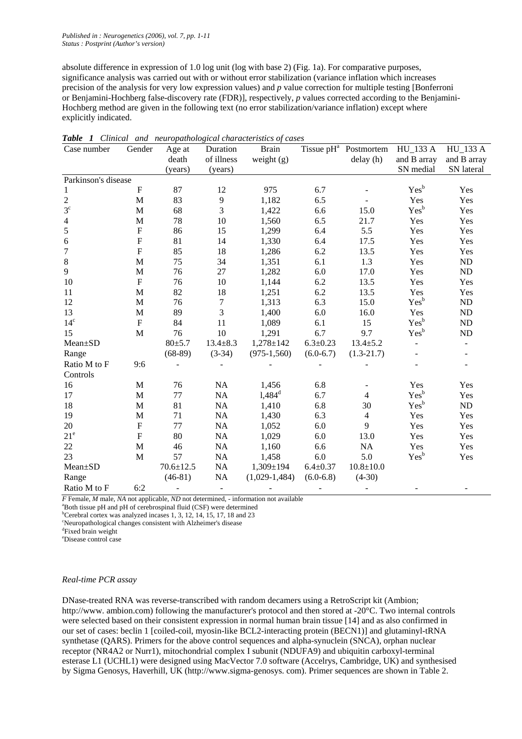absolute difference in expression of 1.0 log unit (log with base 2) (Fig. 1a). For comparative purposes, significance analysis was carried out with or without error stabilization (variance inflation which increases precision of the analysis for very low expression values) and *p* value correction for multiple testing [Bonferroni or Benjamini-Hochberg false-discovery rate (FDR)], respectively, *p* values corrected according to the Benjamini-Hochberg method are given in the following text (no error stabilization/variance inflation) except where explicitly indicated.

***Table 1*** *Clinical and neuropathological characteristics of cases*

| Case number | Gender | Age at death (years) | Duration of illness (years) | Brain weight (g) | Tissue pH[a] | Postmortem delay (h) | HU_133 A and B array SN medial | HU_133 A and B array SN lateral |
|---|---|---|---|---|---|---|---|---|
| Parkinson's disease | | | | | | | | |
| 1 | F | 87 | 12 | 975 | 6.7 | - | Yes[b] | Yes |
| 2 | M | 83 | 9 | 1,182 | 6.5 | - | Yes | Yes |
| 3[c] | M | 68 | 3 | 1,422 | 6.6 | 15.0 | Yes[b] | Yes |
| 4 | M | 78 | 10 | 1,560 | 6.5 | 21.7 | Yes | Yes |
| 5 | F | 86 | 15 | 1,299 | 6.4 | 5.5 | Yes | Yes |
| 6 | F | 81 | 14 | 1,330 | 6.4 | 17.5 | Yes | Yes |
| 7 | F | 85 | 18 | 1,286 | 6.2 | 13.5 | Yes | Yes |
| 8 | M | 75 | 34 | 1,351 | 6.1 | 1.3 | Yes | ND |
| 9 | M | 76 | 27 | 1,282 | 6.0 | 17.0 | Yes | ND |
| 10 | F | 76 | 10 | 1,144 | 6.2 | 13.5 | Yes | Yes |
| 11 | M | 82 | 18 | 1,251 | 6.2 | 13.5 | Yes | Yes |
| 12 | M | 76 | 7 | 1,313 | 6.3 | 15.0 | Yes[b] | ND |
| 13 | M | 89 | 3 | 1,400 | 6.0 | 16.0 | Yes | ND |
| 14[c] | F | 84 | 11 | 1,089 | 6.1 | 15 | Yes[b] | ND |
| 15 | M | 76 | 10 | 1,291 | 6.7 | 9.7 | Yes[b] | ND |
| Mean±SD | | 80±5.7 | 13.4±8.3 | 1,278±142 | 6.3±0.23 | 13.4±5.2 | - | - |
| Range | | (68-89) | (3-34) | (975-1,560) | (6.0-6.7) | (1.3-21.7) | - | - |
| Ratio M to F | 9:6 | - | - | - | - | - | - | - |
| Controls | | | | | | | | |
| 16 | M | 76 | NA | 1,456 | 6.8 | - | Yes | Yes |
| 17 | M | 77 | NA | 1,484[d] | 6.7 | 4 | Yes[b] | Yes |
| 18 | M | 81 | NA | 1,410 | 6.8 | 30 | Yes[b] | ND |
| 19 | M | 71 | NA | 1,430 | 6.3 | 4 | Yes | Yes |
| 20 | F | 77 | NA | 1,052 | 6.0 | 9 | Yes | Yes |
| 21[e] | F | 80 | NA | 1,029 | 6.0 | 13.0 | Yes | Yes |
| 22 | M | 46 | NA | 1,160 | 6.6 | NA | Yes | Yes |
| 23 | M | 57 | NA | 1,458 | 6.0 | 5.0 | Yes[b] | Yes |
| Mean±SD | | 70.6±12.5 | NA | 1,309±194 | 6.4±0.37 | 10.8±10.0 | | |
| Range | | (46-81) | NA | (1,029-1,484) | (6.0-6.8) | (4-30) | | |
| Ratio M to F | 6:2 | - | - | - | - | - | - | - |

*F* Female, *M* male, *NA* not applicable, *ND* not determined, - information not available

[a]Both tissue pH and pH of cerebrospinal fluid (CSF) were determined

[b]Cerebral cortex was analyzed incases 1, 3, 12, 14, 15, 17, 18 and 23

[c]Neuropathological changes consistent with Alzheimer's disease

[d]Fixed brain weight

[e]Disease control case

*Real-time PCR assay*

DNase-treated RNA was reverse-transcribed with random decamers using a RetroScript kit (Ambion; http://www. ambion.com) following the manufacturer's protocol and then stored at -20°C. Two internal controls were selected based on their consistent expression in normal human brain tissue [14] and as also confirmed in our set of cases: beclin 1 [coiled-coil, myosin-like BCL2-interacting protein (BECN1)] and glutaminyl-tRNA synthetase (QARS). Primers for the above control sequences and alpha-synuclein (SNCA), orphan nuclear receptor (NR4A2 or Nurr1), mitochondrial complex I subunit (NDUFA9) and ubiquitin carboxyl-terminal esterase L1 (UCHL1) were designed using MacVector 7.0 software (Accelrys, Cambridge, UK) and synthesised by Sigma Genosys, Haverhill, UK (http://www.sigma-genosys. com). Primer sequences are shown in Table 2.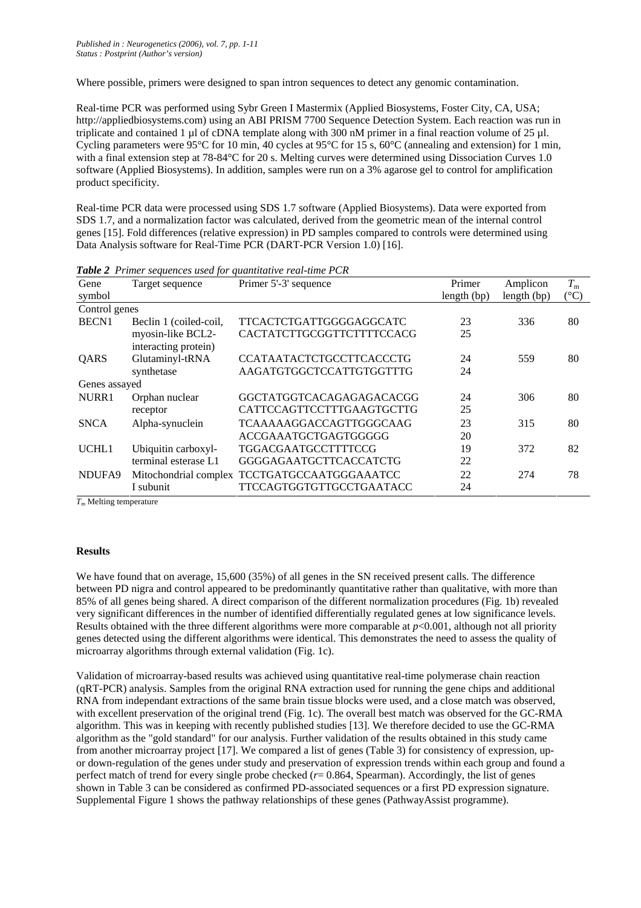Where possible, primers were designed to span intron sequences to detect any genomic contamination.

Real-time PCR was performed using Sybr Green I Mastermix (Applied Biosystems, Foster City, CA, USA; http://appliedbiosystems.com) using an ABI PRISM 7700 Sequence Detection System. Each reaction was run in triplicate and contained 1 µl of cDNA template along with 300 nM primer in a final reaction volume of 25 µl. Cycling parameters were 95°C for 10 min, 40 cycles at 95°C for 15 s, 60°C (annealing and extension) for 1 min, with a final extension step at 78-84°C for 20 s. Melting curves were determined using Dissociation Curves 1.0 software (Applied Biosystems). In addition, samples were run on a 3% agarose gel to control for amplification product specificity.

Real-time PCR data were processed using SDS 1.7 software (Applied Biosystems). Data were exported from SDS 1.7, and a normalization factor was calculated, derived from the geometric mean of the internal control genes [15]. Fold differences (relative expression) in PD samples compared to controls were determined using Data Analysis software for Real-Time PCR (DART-PCR Version 1.0) [16].

***Table 2*** *Primer sequences used for quantitative real-time PCR*

| Gene symbol | Target sequence | Primer 5'-3' sequence | Primer length (bp) | Amplicon length (bp) | $T_m$ (°C) |
|---|---|---|---|---|---|
| Control genes | | | | | |
| BECN1 | Beclin 1 (coiled-coil, myosin-like BCL2-interacting protein) | TTCACTCTGATTGGGGAGGCATC | 23 | 336 | 80 |
| | | CACTATCTTGCGGTTCTTTTCCACG | 25 | | |
| QARS | Glutaminyl-tRNA synthetase | CCATAATACTCTGCCTTCACCCTG | 24 | 559 | 80 |
| | | AAGATGTGGCTCCATTGTGGTTTG | 24 | | |
| Genes assayed | | | | | |
| NURR1 | Orphan nuclear receptor | GGCTATGGTCACAGAGAGACACGG | 24 | 306 | 80 |
| | | CATTCCAGTTCCTTTGAAGTGCTTG | 25 | | |
| SNCA | Alpha-synuclein | TCAAAAAGGACCAGTTGGGCAAG | 23 | 315 | 80 |
| | | ACCGAAATGCTGAGTGGGGG | 20 | | |
| UCHL1 | Ubiquitin carboxyl-terminal esterase L1 | TGGACGAATGCCTTTTCCG | 19 | 372 | 82 |
| | | GGGGAGAATGCTTCACCATCTG | 22 | | |
| NDUFA9 | Mitochondrial complex I subunit | TCCTGATGCCAATGGAAATCC | 22 | 274 | 78 |
| | | TTCCAGTGGTGTTGCCTGAATACC | 24 | | |

$T_m$ Melting temperature

**Results**

We have found that on average, 15,600 (35%) of all genes in the SN received present calls. The difference between PD nigra and control appeared to be predominantly quantitative rather than qualitative, with more than 85% of all genes being shared. A direct comparison of the different normalization procedures (Fig. 1b) revealed very significant differences in the number of identified differentially regulated genes at low significance levels. Results obtained with the three different algorithms were more comparable at $p<0.001$, although not all priority genes detected using the different algorithms were identical. This demonstrates the need to assess the quality of microarray algorithms through external validation (Fig. 1c).

Validation of microarray-based results was achieved using quantitative real-time polymerase chain reaction (qRT-PCR) analysis. Samples from the original RNA extraction used for running the gene chips and additional RNA from independant extractions of the same brain tissue blocks were used, and a close match was observed, with excellent preservation of the original trend (Fig. 1c). The overall best match was observed for the GC-RMA algorithm. This was in keeping with recently published studies [13]. We therefore decided to use the GC-RMA algorithm as the "gold standard" for our analysis. Further validation of the results obtained in this study came from another microarray project [17]. We compared a list of genes (Table 3) for consistency of expression, up- or down-regulation of the genes under study and preservation of expression trends within each group and found a perfect match of trend for every single probe checked ($r$= 0.864, Spearman). Accordingly, the list of genes shown in Table 3 can be considered as confirmed PD-associated sequences or a first PD expression signature. Supplemental Figure 1 shows the pathway relationships of these genes (PathwayAssist programme).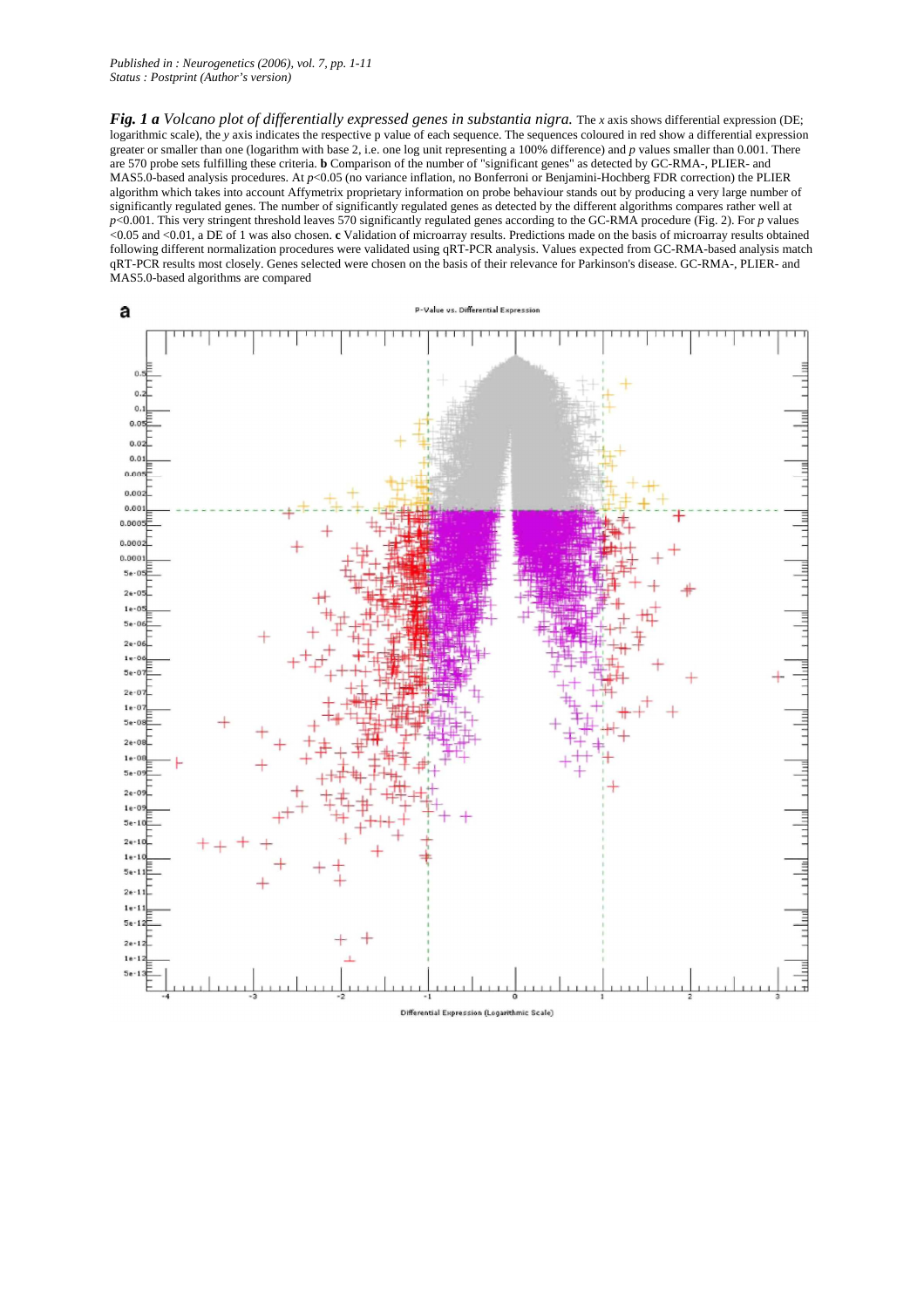**Fig. 1** ***a*** *Volcano plot of differentially expressed genes in substantia nigra.* The *x* axis shows differential expression (DE; logarithmic scale), the *y* axis indicates the respective p value of each sequence. The sequences coloured in red show a differential expression greater or smaller than one (logarithm with base 2, i.e. one log unit representing a 100% difference) and *p* values smaller than 0.001. There are 570 probe sets fulfilling these criteria. **b** Comparison of the number of "significant genes" as detected by GC-RMA-, PLIER- and MAS5.0-based analysis procedures. At $p<0.05$ (no variance inflation, no Bonferroni or Benjamini-Hochberg FDR correction) the PLIER algorithm which takes into account Affymetrix proprietary information on probe behaviour stands out by producing a very large number of significantly regulated genes. The number of significantly regulated genes as detected by the different algorithms compares rather well at $p<0.001$. This very stringent threshold leaves 570 significantly regulated genes according to the GC-RMA procedure (Fig. 2). For *p* values <0.05 and <0.01, a DE of 1 was also chosen. **c** Validation of microarray results. Predictions made on the basis of microarray results obtained following different normalization procedures were validated using qRT-PCR analysis. Values expected from GC-RMA-based analysis match qRT-PCR results most closely. Genes selected were chosen on the basis of their relevance for Parkinson's disease. GC-RMA-, PLIER- and MAS5.0-based algorithms are compared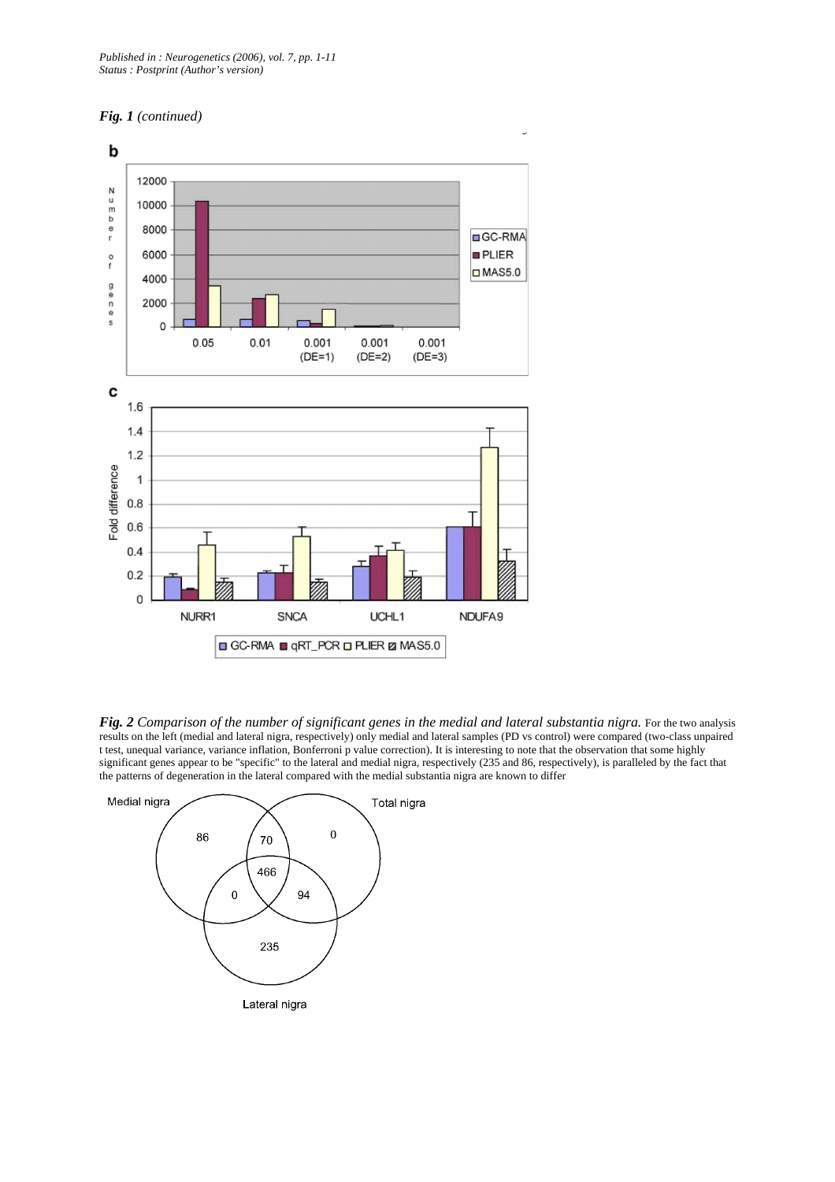*Fig. 1* *(continued)*

***Fig. 2*** *Comparison of the number of significant genes in the medial and lateral substantia nigra.* For the two analysis results on the left (medial and lateral nigra, respectively) only medial and lateral samples (PD vs control) were compared (two-class unpaired t test, unequal variance, variance inflation, Bonferroni p value correction). It is interesting to note that the observation that some highly significant genes appear to be "specific" to the lateral and medial nigra, respectively (235 and 86, respectively), is paralleled by the fact that the patterns of degeneration in the lateral compared with the medial substantia nigra are known to differ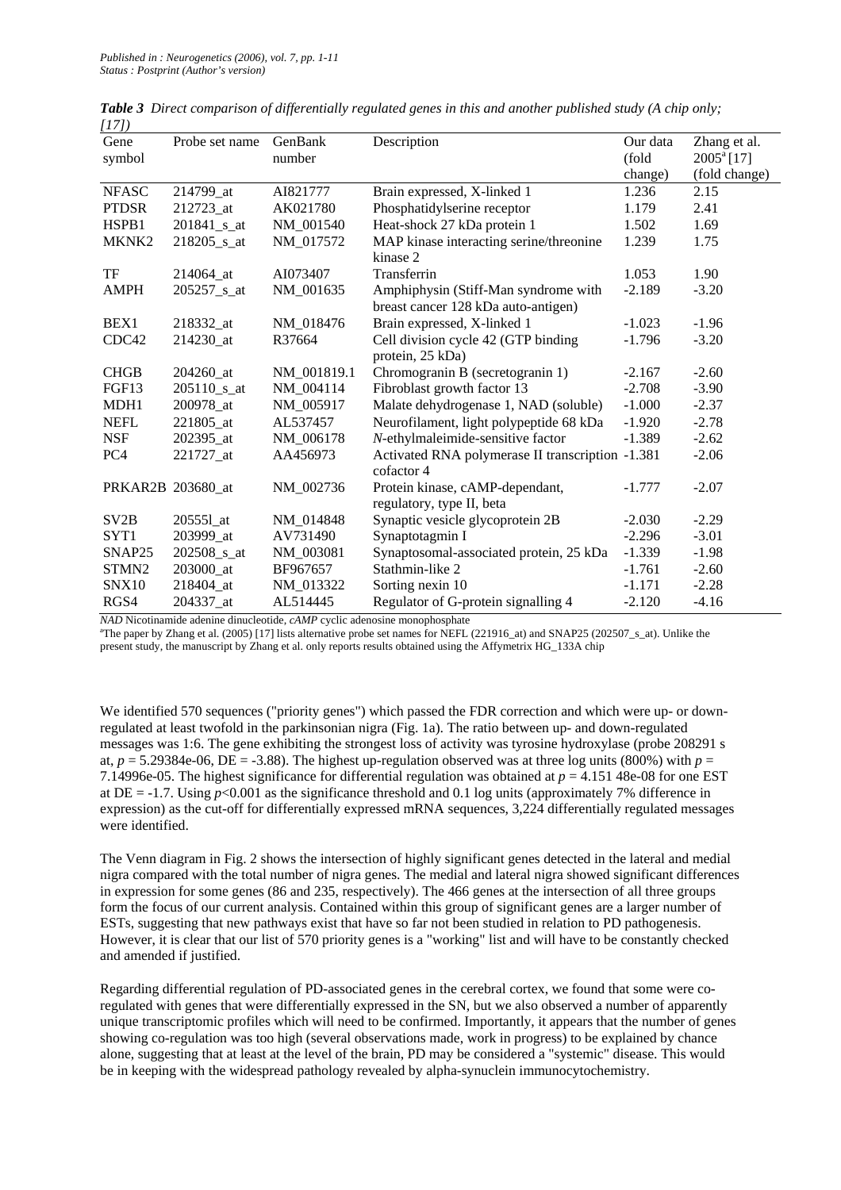*Table 3 Direct comparison of differentially regulated genes in this and another published study (A chip only; [17])*

| Gene symbol | Probe set name | GenBank number | Description | Our data (fold change) | Zhang et al. 2005[a] [17] (fold change) |
|---|---|---|---|---|---|
| NFASC | 214799_at | AI821777 | Brain expressed, X-linked 1 | 1.236 | 2.15 |
| PTDSR | 212723_at | AK021780 | Phosphatidylserine receptor | 1.179 | 2.41 |
| HSPB1 | 201841_s_at | NM_001540 | Heat-shock 27 kDa protein 1 | 1.502 | 1.69 |
| MKNK2 | 218205_s_at | NM_017572 | MAP kinase interacting serine/threonine kinase 2 | 1.239 | 1.75 |
| TF | 214064_at | AI073407 | Transferrin | 1.053 | 1.90 |
| AMPH | 205257_s_at | NM_001635 | Amphiphysin (Stiff-Man syndrome with breast cancer 128 kDa auto-antigen) | -2.189 | -3.20 |
| BEX1 | 218332_at | NM_018476 | Brain expressed, X-linked 1 | -1.023 | -1.96 |
| CDC42 | 214230_at | R37664 | Cell division cycle 42 (GTP binding protein, 25 kDa) | -1.796 | -3.20 |
| CHGB | 204260_at | NM_001819.1 | Chromogranin B (secretogranin 1) | -2.167 | -2.60 |
| FGF13 | 205110_s_at | NM_004114 | Fibroblast growth factor 13 | -2.708 | -3.90 |
| MDH1 | 200978_at | NM_005917 | Malate dehydrogenase 1, NAD (soluble) | -1.000 | -2.37 |
| NEFL | 221805_at | AL537457 | Neurofilament, light polypeptide 68 kDa | -1.920 | -2.78 |
| NSF | 202395_at | NM_006178 | *N*-ethylmaleimide-sensitive factor | -1.389 | -2.62 |
| PC4 | 221727_at | AA456973 | Activated RNA polymerase II transcription cofactor 4 | -1.381 | -2.06 |
| PRKAR2B | 203680_at | NM_002736 | Protein kinase, cAMP-dependant, regulatory, type II, beta | -1.777 | -2.07 |
| SV2B | 20555l_at | NM_014848 | Synaptic vesicle glycoprotein 2B | -2.030 | -2.29 |
| SYT1 | 203999_at | AV731490 | Synaptotagmin I | -2.296 | -3.01 |
| SNAP25 | 202508_s_at | NM_003081 | Synaptosomal-associated protein, 25 kDa | -1.339 | -1.98 |
| STMN2 | 203000_at | BF967657 | Stathmin-like 2 | -1.761 | -2.60 |
| SNX10 | 218404_at | NM_013322 | Sorting nexin 10 | -1.171 | -2.28 |
| RGS4 | 204337_at | AL514445 | Regulator of G-protein signalling 4 | -2.120 | -4.16 |

*NAD* Nicotinamide adenine dinucleotide, *cAMP* cyclic adenosine monophosphate

[a]The paper by Zhang et al. (2005) [17] lists alternative probe set names for NEFL (221916_at) and SNAP25 (202507_s_at). Unlike the present study, the manuscript by Zhang et al. only reports results obtained using the Affymetrix HG_133A chip

We identified 570 sequences ("priority genes") which passed the FDR correction and which were up- or down-regulated at least twofold in the parkinsonian nigra (Fig. 1a). The ratio between up- and down-regulated messages was 1:6. The gene exhibiting the strongest loss of activity was tyrosine hydroxylase (probe 208291 s at, $p$ = 5.29384e-06, DE = -3.88). The highest up-regulation observed was at three log units (800%) with $p$ = 7.14996e-05. The highest significance for differential regulation was obtained at $p$ = 4.151 48e-08 for one EST at DE = -1.7. Using $p$<0.001 as the significance threshold and 0.1 log units (approximately 7% difference in expression) as the cut-off for differentially expressed mRNA sequences, 3,224 differentially regulated messages were identified.

The Venn diagram in Fig. 2 shows the intersection of highly significant genes detected in the lateral and medial nigra compared with the total number of nigra genes. The medial and lateral nigra showed significant differences in expression for some genes (86 and 235, respectively). The 466 genes at the intersection of all three groups form the focus of our current analysis. Contained within this group of significant genes are a larger number of ESTs, suggesting that new pathways exist that have so far not been studied in relation to PD pathogenesis. However, it is clear that our list of 570 priority genes is a "working" list and will have to be constantly checked and amended if justified.

Regarding differential regulation of PD-associated genes in the cerebral cortex, we found that some were co-regulated with genes that were differentially expressed in the SN, but we also observed a number of apparently unique transcriptomic profiles which will need to be confirmed. Importantly, it appears that the number of genes showing co-regulation was too high (several observations made, work in progress) to be explained by chance alone, suggesting that at least at the level of the brain, PD may be considered a "systemic" disease. This would be in keeping with the widespread pathology revealed by alpha-synuclein immunocytochemistry.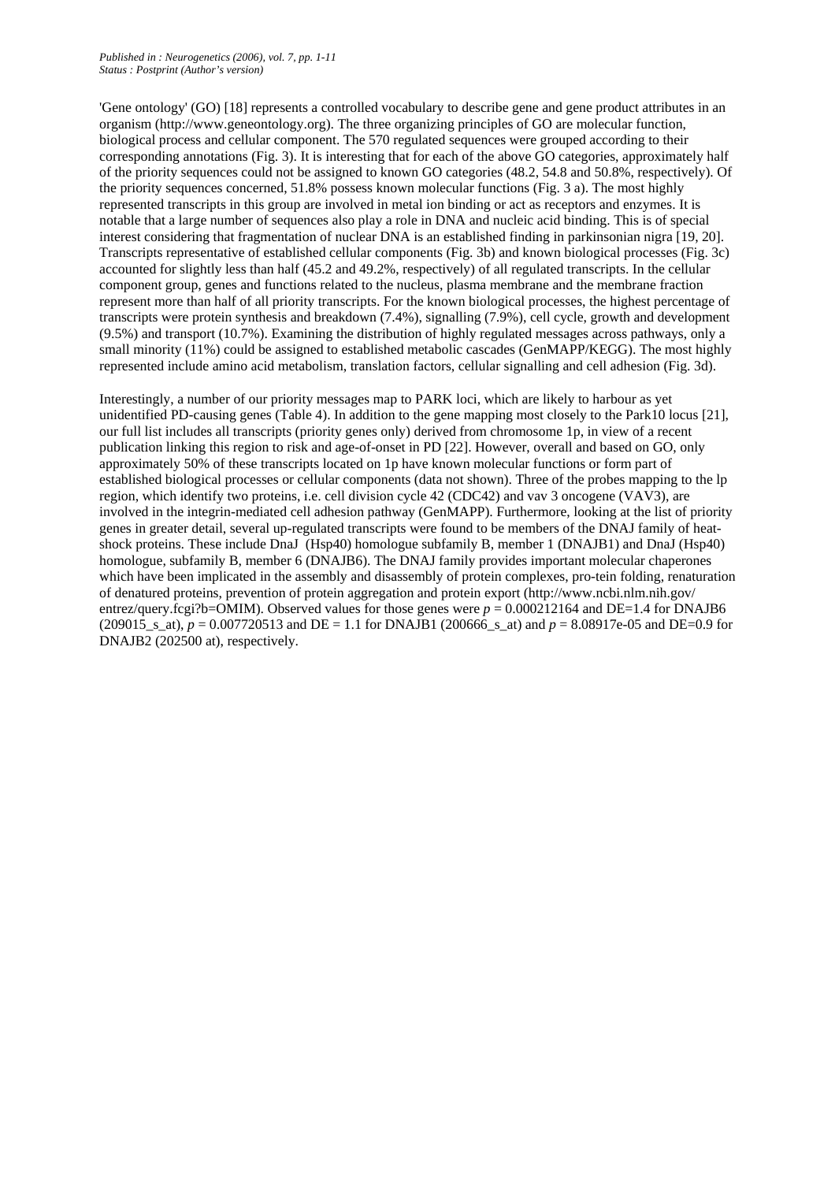'Gene ontology' (GO) [18] represents a controlled vocabulary to describe gene and gene product attributes in an organism (http://www.geneontology.org). The three organizing principles of GO are molecular function, biological process and cellular component. The 570 regulated sequences were grouped according to their corresponding annotations (Fig. 3). It is interesting that for each of the above GO categories, approximately half of the priority sequences could not be assigned to known GO categories (48.2, 54.8 and 50.8%, respectively). Of the priority sequences concerned, 51.8% possess known molecular functions (Fig. 3 a). The most highly represented transcripts in this group are involved in metal ion binding or act as receptors and enzymes. It is notable that a large number of sequences also play a role in DNA and nucleic acid binding. This is of special interest considering that fragmentation of nuclear DNA is an established finding in parkinsonian nigra [19, 20]. Transcripts representative of established cellular components (Fig. 3b) and known biological processes (Fig. 3c) accounted for slightly less than half (45.2 and 49.2%, respectively) of all regulated transcripts. In the cellular component group, genes and functions related to the nucleus, plasma membrane and the membrane fraction represent more than half of all priority transcripts. For the known biological processes, the highest percentage of transcripts were protein synthesis and breakdown (7.4%), signalling (7.9%), cell cycle, growth and development (9.5%) and transport (10.7%). Examining the distribution of highly regulated messages across pathways, only a small minority (11%) could be assigned to established metabolic cascades (GenMAPP/KEGG). The most highly represented include amino acid metabolism, translation factors, cellular signalling and cell adhesion (Fig. 3d).

Interestingly, a number of our priority messages map to PARK loci, which are likely to harbour as yet unidentified PD-causing genes (Table 4). In addition to the gene mapping most closely to the Park10 locus [21], our full list includes all transcripts (priority genes only) derived from chromosome 1p, in view of a recent publication linking this region to risk and age-of-onset in PD [22]. However, overall and based on GO, only approximately 50% of these transcripts located on 1p have known molecular functions or form part of established biological processes or cellular components (data not shown). Three of the probes mapping to the lp region, which identify two proteins, i.e. cell division cycle 42 (CDC42) and vav 3 oncogene (VAV3), are involved in the integrin-mediated cell adhesion pathway (GenMAPP). Furthermore, looking at the list of priority genes in greater detail, several up-regulated transcripts were found to be members of the DNAJ family of heat-shock proteins. These include DnaJ (Hsp40) homologue subfamily B, member 1 (DNAJB1) and DnaJ (Hsp40) homologue, subfamily B, member 6 (DNAJB6). The DNAJ family provides important molecular chaperones which have been implicated in the assembly and disassembly of protein complexes, pro-tein folding, renaturation of denatured proteins, prevention of protein aggregation and protein export (http://www.ncbi.nlm.nih.gov/entrez/query.fcgi?b=OMIM). Observed values for those genes were $p = 0.000212164$ and DE=1.4 for DNAJB6 (209015_s_at), $p = 0.007720513$ and DE = 1.1 for DNAJB1 (200666_s_at) and $p = 8.08917e\text{-}05$ and DE=0.9 for DNAJB2 (202500 at), respectively.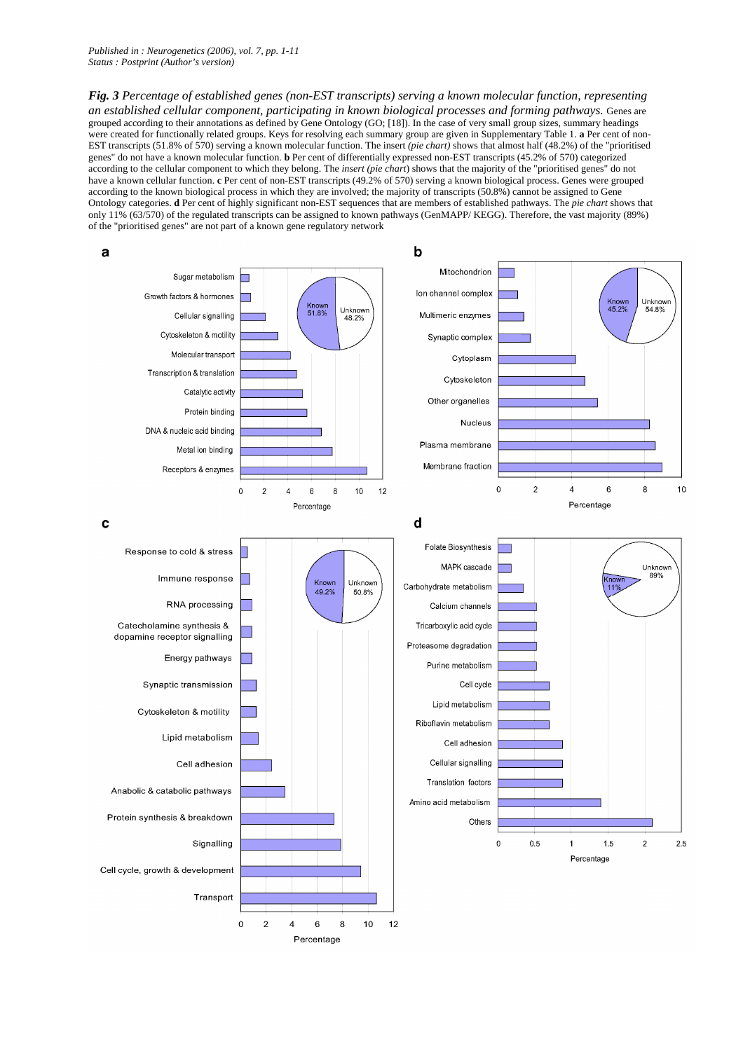*Published in : Neurogenetics (2006), vol. 7, pp. 1-11*
*Status : Postprint (Author's version)*

***Fig. 3*** *Percentage of established genes (non-EST transcripts) serving a known molecular function, representing an established cellular component, participating in known biological processes and forming pathways.* Genes are grouped according to their annotations as defined by Gene Ontology (GO; [18]). In the case of very small group sizes, summary headings were created for functionally related groups. Keys for resolving each summary group are given in Supplementary Table 1. **a** Per cent of non-EST transcripts (51.8% of 570) serving a known molecular function. The insert *(pie chart)* shows that almost half (48.2%) of the "prioritised genes" do not have a known molecular function. **b** Per cent of differentially expressed non-EST transcripts (45.2% of 570) categorized according to the cellular component to which they belong. The *insert (pie chart)* shows that the majority of the "prioritised genes" do not have a known cellular function. **c** Per cent of non-EST transcripts (49.2% of 570) serving a known biological process. Genes were grouped according to the known biological process in which they are involved; the majority of transcripts (50.8%) cannot be assigned to Gene Ontology categories. **d** Per cent of highly significant non-EST sequences that are members of established pathways. The *pie chart* shows that only 11% (63/570) of the regulated transcripts can be assigned to known pathways (GenMAPP/ KEGG). Therefore, the vast majority (89%) of the "prioritised genes" are not part of a known gene regulatory network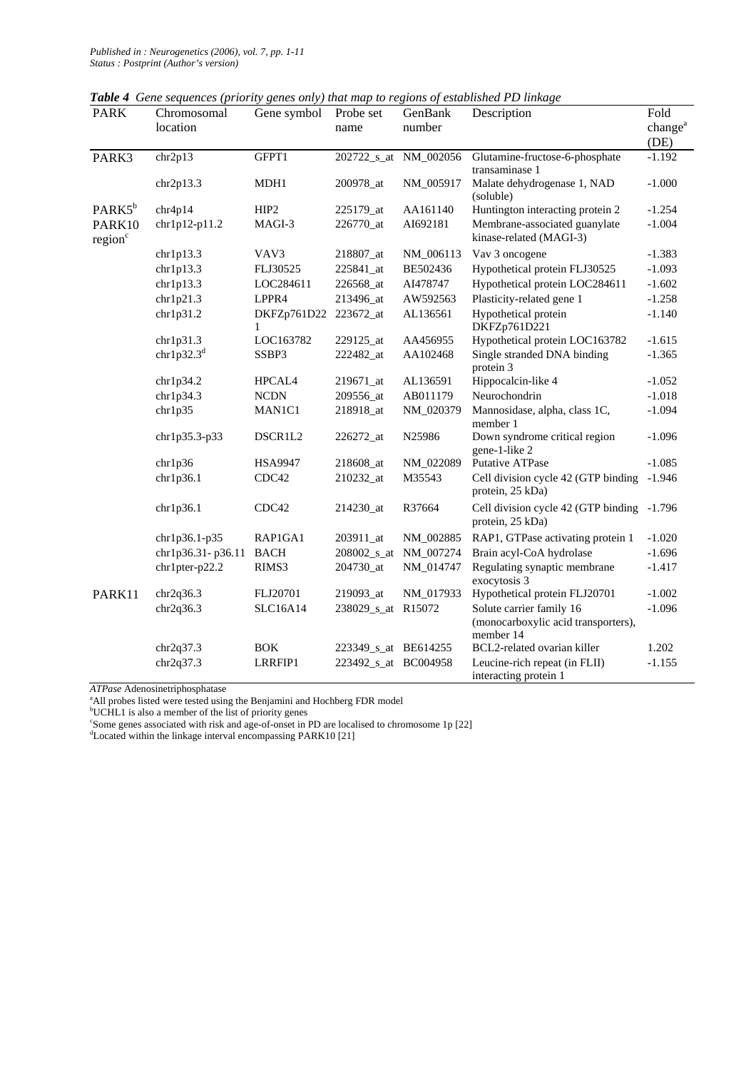***Table 4*** *Gene sequences (priority genes only) that map to regions of established PD linkage*

| PARK | Chromosomal location | Gene symbol | Probe set name | GenBank number | Description | Fold change[a] (DE) |
|---|---|---|---|---|---|---|
| PARK3 | chr2p13 | GFPT1 | 202722_s_at | NM_002056 | Glutamine-fructose-6-phosphate transaminase 1 | -1.192 |
| | chr2p13.3 | MDH1 | 200978_at | NM_005917 | Malate dehydrogenase 1, NAD (soluble) | -1.000 |
| PARK5[b] | chr4p14 | HIP2 | 225179_at | AA161140 | Huntington interacting protein 2 | -1.254 |
| PARK10 region[c] | chr1p12-p11.2 | MAGI-3 | 226770_at | AI692181 | Membrane-associated guanylate kinase-related (MAGI-3) | -1.004 |
| | chr1p13.3 | VAV3 | 218807_at | NM_006113 | Vav 3 oncogene | -1.383 |
| | chr1p13.3 | FLJ30525 | 225841_at | BE502436 | Hypothetical protein FLJ30525 | -1.093 |
| | chr1p13.3 | LOC284611 | 226568_at | AI478747 | Hypothetical protein LOC284611 | -1.602 |
| | chr1p21.3 | LPPR4 | 213496_at | AW592563 | Plasticity-related gene 1 | -1.258 |
| | chr1p31.2 | DKFZp761D221 | 223672_at | AL136561 | Hypothetical protein DKFZp761D221 | -1.140 |
| | chr1p31.3 | LOC163782 | 229125_at | AA456955 | Hypothetical protein LOC163782 | -1.615 |
| | chr1p32.3[d] | SSBP3 | 222482_at | AA102468 | Single stranded DNA binding protein 3 | -1.365 |
| | chr1p34.2 | HPCAL4 | 219671_at | AL136591 | Hippocalcin-like 4 | -1.052 |
| | chr1p34.3 | NCDN | 209556_at | AB011179 | Neurochondrin | -1.018 |
| | chr1p35 | MAN1C1 | 218918_at | NM_020379 | Mannosidase, alpha, class 1C, member 1 | -1.094 |
| | chr1p35.3-p33 | DSCR1L2 | 226272_at | N25986 | Down syndrome critical region gene-1-like 2 | -1.096 |
| | chr1p36 | HSA9947 | 218608_at | NM_022089 | Putative ATPase | -1.085 |
| | chr1p36.1 | CDC42 | 210232_at | M35543 | Cell division cycle 42 (GTP binding protein, 25 kDa) | -1.946 |
| | chr1p36.1 | CDC42 | 214230_at | R37664 | Cell division cycle 42 (GTP binding protein, 25 kDa) | -1.796 |
| | chr1p36.1-p35 | RAP1GA1 | 203911_at | NM_002885 | RAP1, GTPase activating protein 1 | -1.020 |
| | chr1p36.31- p36.11 | BACH | 208002_s_at | NM_007274 | Brain acyl-CoA hydrolase | -1.696 |
| | chr1pter-p22.2 | RIMS3 | 204730_at | NM_014747 | Regulating synaptic membrane exocytosis 3 | -1.417 |
| PARK11 | chr2q36.3 | FLJ20701 | 219093_at | NM_017933 | Hypothetical protein FLJ20701 | -1.002 |
| | chr2q36.3 | SLC16A14 | 238029_s_at | R15072 | Solute carrier family 16 (monocarboxylic acid transporters), member 14 | -1.096 |
| | chr2q37.3 | BOK | 223349_s_at | BE614255 | BCL2-related ovarian killer | 1.202 |
| | chr2q37.3 | LRRFIP1 | 223492_s_at | BC004958 | Leucine-rich repeat (in FLII) interacting protein 1 | -1.155 |

*ATPase* Adenosinetriphosphatase

[a]All probes listed were tested using the Benjamini and Hochberg FDR model

[b]UCHL1 is also a member of the list of priority genes

[c]Some genes associated with risk and age-of-onset in PD are localised to chromosome 1p [22]

[d]Located within the linkage interval encompassing PARK10 [21]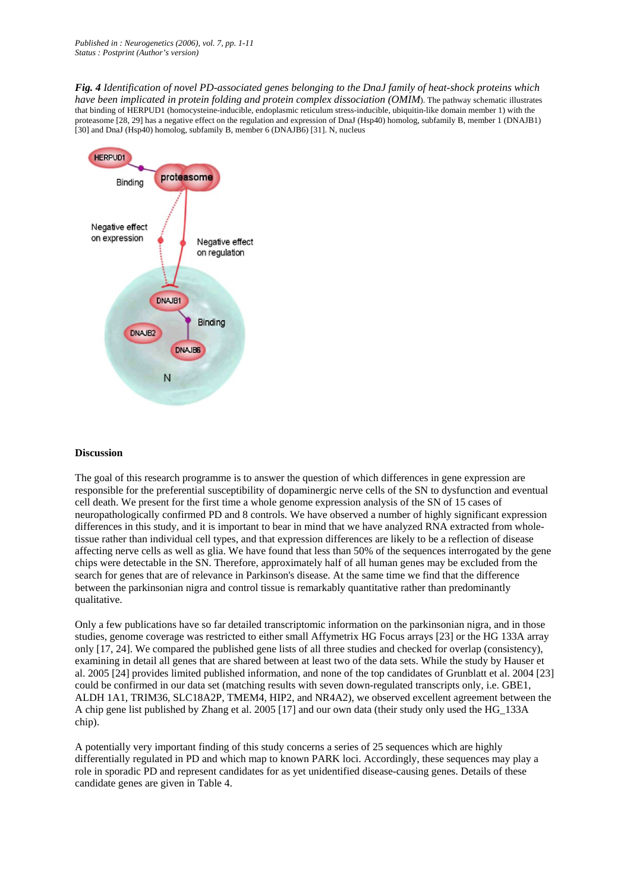*Fig. 4 Identification of novel PD-associated genes belonging to the DnaJ family of heat-shock proteins which have been implicated in protein folding and protein complex dissociation (OMIM*). The pathway schematic illustrates that binding of HERPUD1 (homocysteine-inducible, endoplasmic reticulum stress-inducible, ubiquitin-like domain member 1) with the proteasome [28, 29] has a negative effect on the regulation and expression of DnaJ (Hsp40) homolog, subfamily B, member 1 (DNAJB1) [30] and DnaJ (Hsp40) homolog, subfamily B, member 6 (DNAJB6) [31]. N, nucleus

**Discussion**

The goal of this research programme is to answer the question of which differences in gene expression are responsible for the preferential susceptibility of dopaminergic nerve cells of the SN to dysfunction and eventual cell death. We present for the first time a whole genome expression analysis of the SN of 15 cases of neuropathologically confirmed PD and 8 controls. We have observed a number of highly significant expression differences in this study, and it is important to bear in mind that we have analyzed RNA extracted from whole-tissue rather than individual cell types, and that expression differences are likely to be a reflection of disease affecting nerve cells as well as glia. We have found that less than 50% of the sequences interrogated by the gene chips were detectable in the SN. Therefore, approximately half of all human genes may be excluded from the search for genes that are of relevance in Parkinson's disease. At the same time we find that the difference between the parkinsonian nigra and control tissue is remarkably quantitative rather than predominantly qualitative.

Only a few publications have so far detailed transcriptomic information on the parkinsonian nigra, and in those studies, genome coverage was restricted to either small Affymetrix HG Focus arrays [23] or the HG 133A array only [17, 24]. We compared the published gene lists of all three studies and checked for overlap (consistency), examining in detail all genes that are shared between at least two of the data sets. While the study by Hauser et al. 2005 [24] provides limited published information, and none of the top candidates of Grunblatt et al. 2004 [23] could be confirmed in our data set (matching results with seven down-regulated transcripts only, i.e. GBE1, ALDH 1A1, TRIM36, SLC18A2P, TMEM4, HIP2, and NR4A2), we observed excellent agreement between the A chip gene list published by Zhang et al. 2005 [17] and our own data (their study only used the HG_133A chip).

A potentially very important finding of this study concerns a series of 25 sequences which are highly differentially regulated in PD and which map to known PARK loci. Accordingly, these sequences may play a role in sporadic PD and represent candidates for as yet unidentified disease-causing genes. Details of these candidate genes are given in Table 4.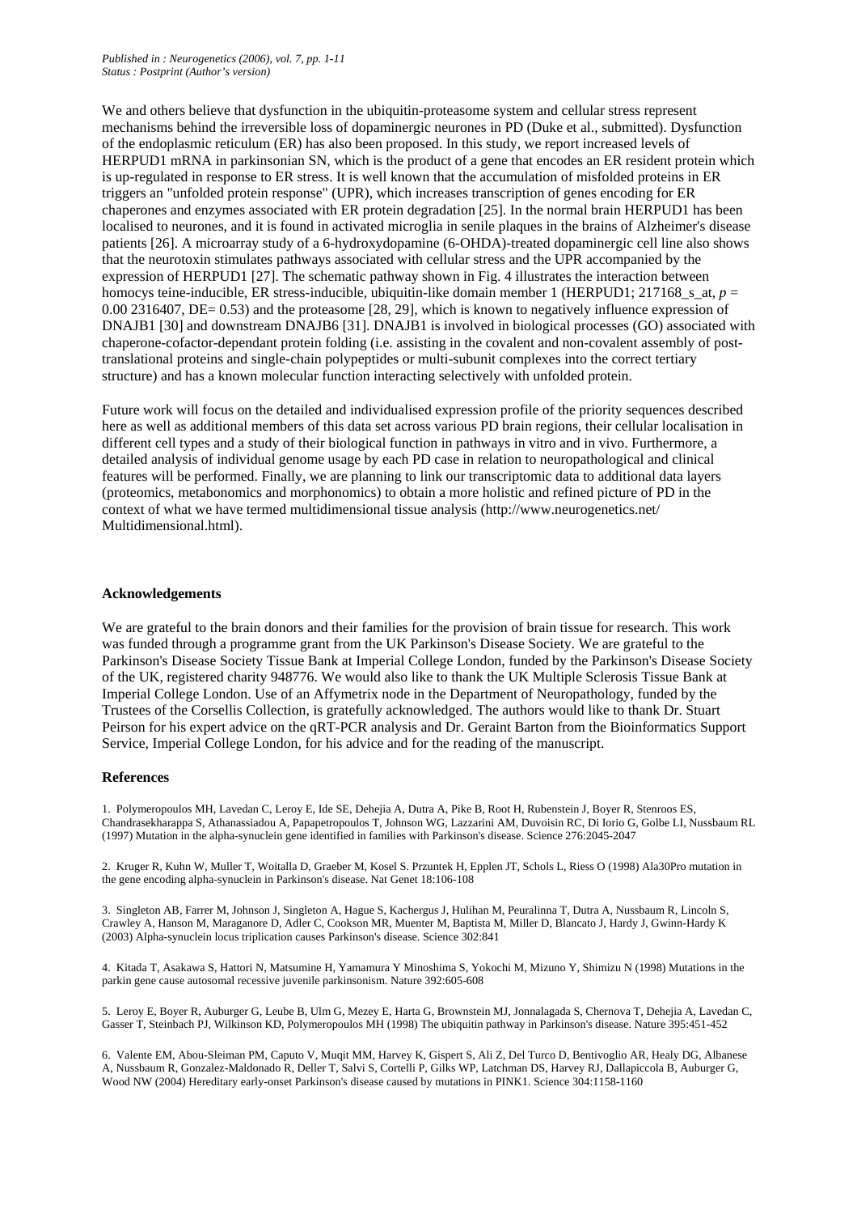We and others believe that dysfunction in the ubiquitin-proteasome system and cellular stress represent mechanisms behind the irreversible loss of dopaminergic neurones in PD (Duke et al., submitted). Dysfunction of the endoplasmic reticulum (ER) has also been proposed. In this study, we report increased levels of HERPUD1 mRNA in parkinsonian SN, which is the product of a gene that encodes an ER resident protein which is up-regulated in response to ER stress. It is well known that the accumulation of misfolded proteins in ER triggers an "unfolded protein response" (UPR), which increases transcription of genes encoding for ER chaperones and enzymes associated with ER protein degradation [25]. In the normal brain HERPUD1 has been localised to neurones, and it is found in activated microglia in senile plaques in the brains of Alzheimer's disease patients [26]. A microarray study of a 6-hydroxydopamine (6-OHDA)-treated dopaminergic cell line also shows that the neurotoxin stimulates pathways associated with cellular stress and the UPR accompanied by the expression of HERPUD1 [27]. The schematic pathway shown in Fig. 4 illustrates the interaction between homocys teine-inducible, ER stress-inducible, ubiquitin-like domain member 1 (HERPUD1; 217168_s_at, $p$ = 0.00 2316407, DE= 0.53) and the proteasome [28, 29], which is known to negatively influence expression of DNAJB1 [30] and downstream DNAJB6 [31]. DNAJB1 is involved in biological processes (GO) associated with chaperone-cofactor-dependant protein folding (i.e. assisting in the covalent and non-covalent assembly of post-translational proteins and single-chain polypeptides or multi-subunit complexes into the correct tertiary structure) and has a known molecular function interacting selectively with unfolded protein.

Future work will focus on the detailed and individualised expression profile of the priority sequences described here as well as additional members of this data set across various PD brain regions, their cellular localisation in different cell types and a study of their biological function in pathways in vitro and in vivo. Furthermore, a detailed analysis of individual genome usage by each PD case in relation to neuropathological and clinical features will be performed. Finally, we are planning to link our transcriptomic data to additional data layers (proteomics, metabonomics and morphonomics) to obtain a more holistic and refined picture of PD in the context of what we have termed multidimensional tissue analysis (http://www.neurogenetics.net/Multidimensional.html).

### Acknowledgements

We are grateful to the brain donors and their families for the provision of brain tissue for research. This work was funded through a programme grant from the UK Parkinson's Disease Society. We are grateful to the Parkinson's Disease Society Tissue Bank at Imperial College London, funded by the Parkinson's Disease Society of the UK, registered charity 948776. We would also like to thank the UK Multiple Sclerosis Tissue Bank at Imperial College London. Use of an Affymetrix node in the Department of Neuropathology, funded by the Trustees of the Corsellis Collection, is gratefully acknowledged. The authors would like to thank Dr. Stuart Peirson for his expert advice on the qRT-PCR analysis and Dr. Geraint Barton from the Bioinformatics Support Service, Imperial College London, for his advice and for the reading of the manuscript.

### References

1. Polymeropoulos MH, Lavedan C, Leroy E, Ide SE, Dehejia A, Dutra A, Pike B, Root H, Rubenstein J, Boyer R, Stenroos ES, Chandrasekharappa S, Athanassiadou A, Papapetropoulos T, Johnson WG, Lazzarini AM, Duvoisin RC, Di Iorio G, Golbe LI, Nussbaum RL (1997) Mutation in the alpha-synuclein gene identified in families with Parkinson's disease. Science 276:2045-2047

2. Kruger R, Kuhn W, Muller T, Woitalla D, Graeber M, Kosel S. Przuntek H, Epplen JT, Schols L, Riess O (1998) Ala30Pro mutation in the gene encoding alpha-synuclein in Parkinson's disease. Nat Genet 18:106-108

3. Singleton AB, Farrer M, Johnson J, Singleton A, Hague S, Kachergus J, Hulihan M, Peuralinna T, Dutra A, Nussbaum R, Lincoln S, Crawley A, Hanson M, Maraganore D, Adler C, Cookson MR, Muenter M, Baptista M, Miller D, Blancato J, Hardy J, Gwinn-Hardy K (2003) Alpha-synuclein locus triplication causes Parkinson's disease. Science 302:841

4. Kitada T, Asakawa S, Hattori N, Matsumine H, Yamamura Y Minoshima S, Yokochi M, Mizuno Y, Shimizu N (1998) Mutations in the parkin gene cause autosomal recessive juvenile parkinsonism. Nature 392:605-608

5. Leroy E, Boyer R, Auburger G, Leube B, Ulm G, Mezey E, Harta G, Brownstein MJ, Jonnalagada S, Chernova T, Dehejia A, Lavedan C, Gasser T, Steinbach PJ, Wilkinson KD, Polymeropoulos MH (1998) The ubiquitin pathway in Parkinson's disease. Nature 395:451-452

6. Valente EM, Abou-Sleiman PM, Caputo V, Muqit MM, Harvey K, Gispert S, Ali Z, Del Turco D, Bentivoglio AR, Healy DG, Albanese A, Nussbaum R, Gonzalez-Maldonado R, Deller T, Salvi S, Cortelli P, Gilks WP, Latchman DS, Harvey RJ, Dallapiccola B, Auburger G, Wood NW (2004) Hereditary early-onset Parkinson's disease caused by mutations in PINK1. Science 304:1158-1160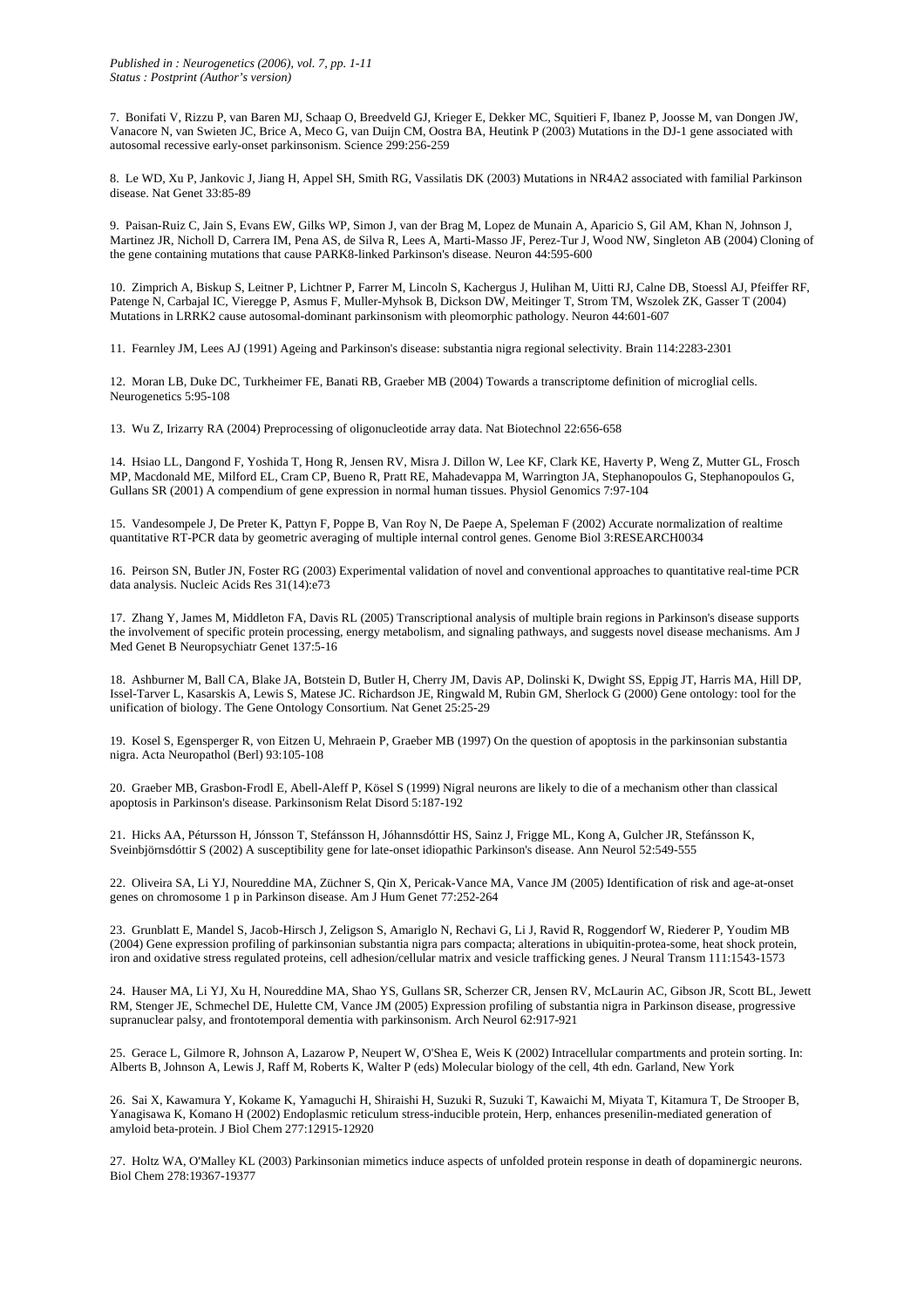7. Bonifati V, Rizzu P, van Baren MJ, Schaap O, Breedveld GJ, Krieger E, Dekker MC, Squitieri F, Ibanez P, Joosse M, van Dongen JW, Vanacore N, van Swieten JC, Brice A, Meco G, van Duijn CM, Oostra BA, Heutink P (2003) Mutations in the DJ-1 gene associated with autosomal recessive early-onset parkinsonism. Science 299:256-259

8. Le WD, Xu P, Jankovic J, Jiang H, Appel SH, Smith RG, Vassilatis DK (2003) Mutations in NR4A2 associated with familial Parkinson disease. Nat Genet 33:85-89

9. Paisan-Ruiz C, Jain S, Evans EW, Gilks WP, Simon J, van der Brag M, Lopez de Munain A, Aparicio S, Gil AM, Khan N, Johnson J, Martinez JR, Nicholl D, Carrera IM, Pena AS, de Silva R, Lees A, Marti-Masso JF, Perez-Tur J, Wood NW, Singleton AB (2004) Cloning of the gene containing mutations that cause PARK8-linked Parkinson's disease. Neuron 44:595-600

10. Zimprich A, Biskup S, Leitner P, Lichtner P, Farrer M, Lincoln S, Kachergus J, Hulihan M, Uitti RJ, Calne DB, Stoessl AJ, Pfeiffer RF, Patenge N, Carbajal IC, Vieregge P, Asmus F, Muller-Myhsok B, Dickson DW, Meitinger T, Strom TM, Wszolek ZK, Gasser T (2004) Mutations in LRRK2 cause autosomal-dominant parkinsonism with pleomorphic pathology. Neuron 44:601-607

11. Fearnley JM, Lees AJ (1991) Ageing and Parkinson's disease: substantia nigra regional selectivity. Brain 114:2283-2301

12. Moran LB, Duke DC, Turkheimer FE, Banati RB, Graeber MB (2004) Towards a transcriptome definition of microglial cells. Neurogenetics 5:95-108

13. Wu Z, Irizarry RA (2004) Preprocessing of oligonucleotide array data. Nat Biotechnol 22:656-658

14. Hsiao LL, Dangond F, Yoshida T, Hong R, Jensen RV, Misra J. Dillon W, Lee KF, Clark KE, Haverty P, Weng Z, Mutter GL, Frosch MP, Macdonald ME, Milford EL, Cram CP, Bueno R, Pratt RE, Mahadevappa M, Warrington JA, Stephanopoulos G, Stephanopoulos G, Gullans SR (2001) A compendium of gene expression in normal human tissues. Physiol Genomics 7:97-104

15. Vandesompele J, De Preter K, Pattyn F, Poppe B, Van Roy N, De Paepe A, Speleman F (2002) Accurate normalization of realtime quantitative RT-PCR data by geometric averaging of multiple internal control genes. Genome Biol 3:RESEARCH0034

16. Peirson SN, Butler JN, Foster RG (2003) Experimental validation of novel and conventional approaches to quantitative real-time PCR data analysis. Nucleic Acids Res 31(14):e73

17. Zhang Y, James M, Middleton FA, Davis RL (2005) Transcriptional analysis of multiple brain regions in Parkinson's disease supports the involvement of specific protein processing, energy metabolism, and signaling pathways, and suggests novel disease mechanisms. Am J Med Genet B Neuropsychiatr Genet 137:5-16

18. Ashburner M, Ball CA, Blake JA, Botstein D, Butler H, Cherry JM, Davis AP, Dolinski K, Dwight SS, Eppig JT, Harris MA, Hill DP, Issel-Tarver L, Kasarskis A, Lewis S, Matese JC. Richardson JE, Ringwald M, Rubin GM, Sherlock G (2000) Gene ontology: tool for the unification of biology. The Gene Ontology Consortium. Nat Genet 25:25-29

19. Kosel S, Egensperger R, von Eitzen U, Mehraein P, Graeber MB (1997) On the question of apoptosis in the parkinsonian substantia nigra. Acta Neuropathol (Berl) 93:105-108

20. Graeber MB, Grasbon-Frodl E, Abell-Aleff P, Kösel S (1999) Nigral neurons are likely to die of a mechanism other than classical apoptosis in Parkinson's disease. Parkinsonism Relat Disord 5:187-192

21. Hicks AA, Pétursson H, Jónsson T, Stefánsson H, Jóhannsdóttir HS, Sainz J, Frigge ML, Kong A, Gulcher JR, Stefánsson K, Sveinbjörnsdóttir S (2002) A susceptibility gene for late-onset idiopathic Parkinson's disease. Ann Neurol 52:549-555

22. Oliveira SA, Li YJ, Noureddine MA, Züchner S, Qin X, Pericak-Vance MA, Vance JM (2005) Identification of risk and age-at-onset genes on chromosome 1 p in Parkinson disease. Am J Hum Genet 77:252-264

23. Grunblatt E, Mandel S, Jacob-Hirsch J, Zeligson S, Amariglo N, Rechavi G, Li J, Ravid R, Roggendorf W, Riederer P, Youdim MB (2004) Gene expression profiling of parkinsonian substantia nigra pars compacta; alterations in ubiquitin-protea-some, heat shock protein, iron and oxidative stress regulated proteins, cell adhesion/cellular matrix and vesicle trafficking genes. J Neural Transm 111:1543-1573

24. Hauser MA, Li YJ, Xu H, Noureddine MA, Shao YS, Gullans SR, Scherzer CR, Jensen RV, McLaurin AC, Gibson JR, Scott BL, Jewett RM, Stenger JE, Schmechel DE, Hulette CM, Vance JM (2005) Expression profiling of substantia nigra in Parkinson disease, progressive supranuclear palsy, and frontotemporal dementia with parkinsonism. Arch Neurol 62:917-921

25. Gerace L, Gilmore R, Johnson A, Lazarow P, Neupert W, O'Shea E, Weis K (2002) Intracellular compartments and protein sorting. In: Alberts B, Johnson A, Lewis J, Raff M, Roberts K, Walter P (eds) Molecular biology of the cell, 4th edn. Garland, New York

26. Sai X, Kawamura Y, Kokame K, Yamaguchi H, Shiraishi H, Suzuki R, Suzuki T, Kawaichi M, Miyata T, Kitamura T, De Strooper B, Yanagisawa K, Komano H (2002) Endoplasmic reticulum stress-inducible protein, Herp, enhances presenilin-mediated generation of amyloid beta-protein. J Biol Chem 277:12915-12920

27. Holtz WA, O'Malley KL (2003) Parkinsonian mimetics induce aspects of unfolded protein response in death of dopaminergic neurons. Biol Chem 278:19367-19377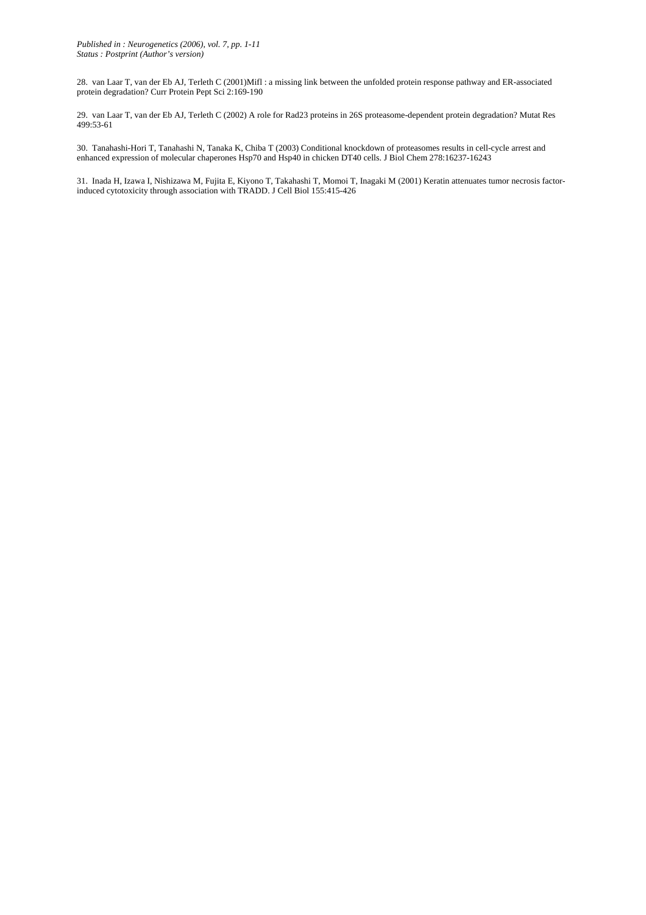28. van Laar T, van der Eb AJ, Terleth C (2001)Mifl : a missing link between the unfolded protein response pathway and ER-associated protein degradation? Curr Protein Pept Sci 2:169-190

29. van Laar T, van der Eb AJ, Terleth C (2002) A role for Rad23 proteins in 26S proteasome-dependent protein degradation? Mutat Res 499:53-61

30. Tanahashi-Hori T, Tanahashi N, Tanaka K, Chiba T (2003) Conditional knockdown of proteasomes results in cell-cycle arrest and enhanced expression of molecular chaperones Hsp70 and Hsp40 in chicken DT40 cells. J Biol Chem 278:16237-16243

31. Inada H, Izawa I, Nishizawa M, Fujita E, Kiyono T, Takahashi T, Momoi T, Inagaki M (2001) Keratin attenuates tumor necrosis factor-induced cytotoxicity through association with TRADD. J Cell Biol 155:415-426